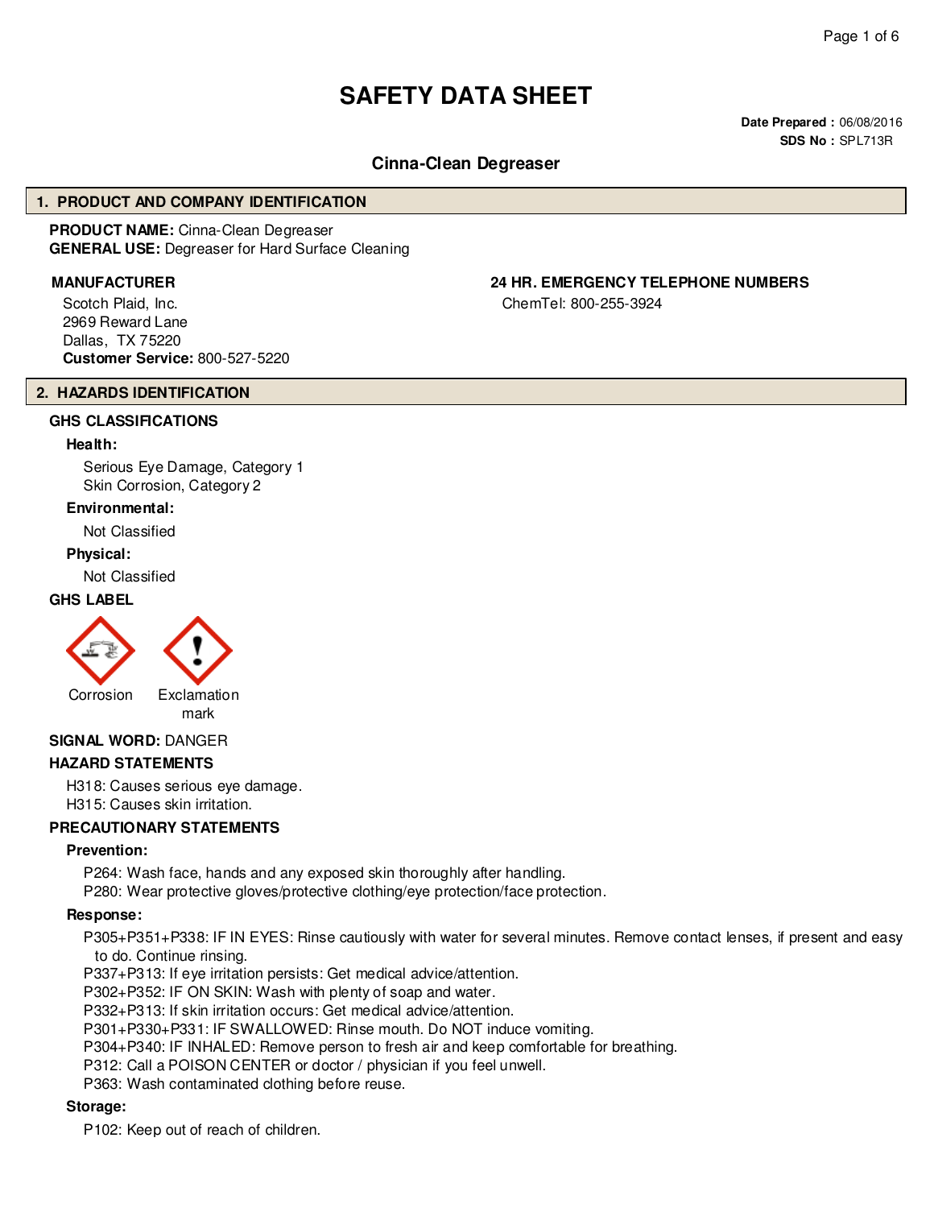# SAFETY DATA SHEET

**Date Prepared :** 06/08/2016
**SDS No :** SPL713R

## Cinna-Clean Degreaser

## 1. PRODUCT AND COMPANY IDENTIFICATION

**PRODUCT NAME:** Cinna-Clean Degreaser
**GENERAL USE:** Degreaser for Hard Surface Cleaning

**MANUFACTURER**

Scotch Plaid, Inc.
2969 Reward Lane
Dallas, TX 75220
**Customer Service:** 800-527-5220

**24 HR. EMERGENCY TELEPHONE NUMBERS**

ChemTel: 800-255-3924

## 2. HAZARDS IDENTIFICATION

### GHS CLASSIFICATIONS

**Health:**

Serious Eye Damage, Category 1
Skin Corrosion, Category 2

**Environmental:**

Not Classified

**Physical:**

Not Classified

### GHS LABEL

Corrosion

Exclamation mark

**SIGNAL WORD:** DANGER

### HAZARD STATEMENTS

H318: Causes serious eye damage.
H315: Causes skin irritation.

### PRECAUTIONARY STATEMENTS

**Prevention:**

P264: Wash face, hands and any exposed skin thoroughly after handling.
P280: Wear protective gloves/protective clothing/eye protection/face protection.

**Response:**

P305+P351+P338: IF IN EYES: Rinse cautiously with water for several minutes. Remove contact lenses, if present and easy to do. Continue rinsing.
P337+P313: If eye irritation persists: Get medical advice/attention.
P302+P352: IF ON SKIN: Wash with plenty of soap and water.
P332+P313: If skin irritation occurs: Get medical advice/attention.
P301+P330+P331: IF SWALLOWED: Rinse mouth. Do NOT induce vomiting.
P304+P340: IF INHALED: Remove person to fresh air and keep comfortable for breathing.
P312: Call a POISON CENTER or doctor / physician if you feel unwell.
P363: Wash contaminated clothing before reuse.

**Storage:**

P102: Keep out of reach of children.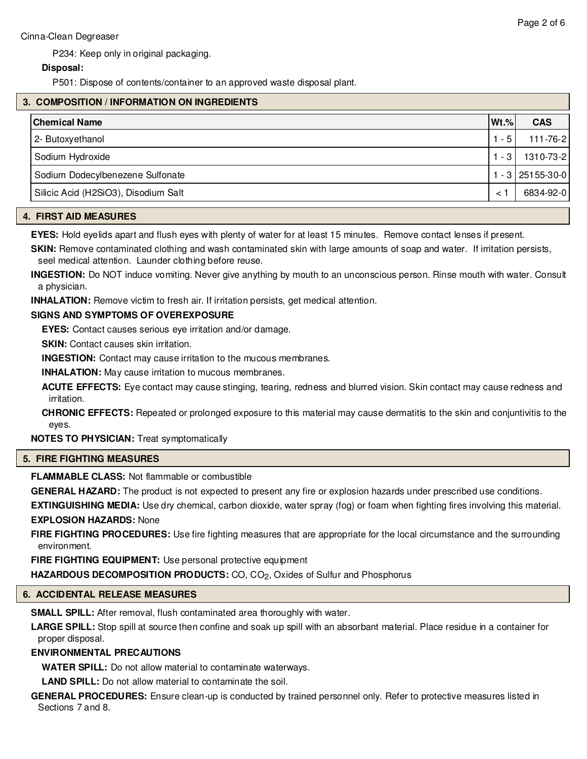P234: Keep only in original packaging.

**Disposal:**

P501: Dispose of contents/container to an approved waste disposal plant.

## 3. COMPOSITION / INFORMATION ON INGREDIENTS

| Chemical Name | Wt.% | CAS |
|---|---|---|
| 2- Butoxyethanol | 1 - 5 | 111-76-2 |
| Sodium Hydroxide | 1 - 3 | 1310-73-2 |
| Sodium Dodecylbenezene Sulfonate | 1 - 3 | 25155-30-0 |
| Silicic Acid (H2SiO3), Disodium Salt | < 1 | 6834-92-0 |

## 4. FIRST AID MEASURES

**EYES:** Hold eyelids apart and flush eyes with plenty of water for at least 15 minutes. Remove contact lenses if present.

**SKIN:** Remove contaminated clothing and wash contaminated skin with large amounts of soap and water. If irritation persists, seel medical attention. Launder clothing before reuse.

**INGESTION:** Do NOT induce vomiting. Never give anything by mouth to an unconscious person. Rinse mouth with water. Consult a physician.

**INHALATION:** Remove victim to fresh air. If irritation persists, get medical attention.

**SIGNS AND SYMPTOMS OF OVEREXPOSURE**

**EYES:** Contact causes serious eye irritation and/or damage.

**SKIN:** Contact causes skin irritation.

**INGESTION:** Contact may cause irritation to the mucous membranes.

**INHALATION:** May cause irritation to mucous membranes.

**ACUTE EFFECTS:** Eye contact may cause stinging, tearing, redness and blurred vision. Skin contact may cause redness and irritation.

**CHRONIC EFFECTS:** Repeated or prolonged exposure to this material may cause dermatitis to the skin and conjuntivitis to the eyes.

**NOTES TO PHYSICIAN:** Treat symptomatically

## 5. FIRE FIGHTING MEASURES

**FLAMMABLE CLASS:** Not flammable or combustible

**GENERAL HAZARD:** The product is not expected to present any fire or explosion hazards under prescribed use conditions.

**EXTINGUISHING MEDIA:** Use dry chemical, carbon dioxide, water spray (fog) or foam when fighting fires involving this material.

**EXPLOSION HAZARDS:** None

**FIRE FIGHTING PROCEDURES:** Use fire fighting measures that are appropriate for the local circumstance and the surrounding environment.

**FIRE FIGHTING EQUIPMENT:** Use personal protective equipment

**HAZARDOUS DECOMPOSITION PRODUCTS:** CO, $CO_2$, Oxides of Sulfur and Phosphorus

## 6. ACCIDENTAL RELEASE MEASURES

**SMALL SPILL:** After removal, flush contaminated area thoroughly with water.

**LARGE SPILL:** Stop spill at source then confine and soak up spill with an absorbant material. Place residue in a container for proper disposal.

**ENVIRONMENTAL PRECAUTIONS**

**WATER SPILL:** Do not allow material to contaminate waterways.

**LAND SPILL:** Do not allow material to contaminate the soil.

**GENERAL PROCEDURES:** Ensure clean-up is conducted by trained personnel only. Refer to protective measures listed in Sections 7 and 8.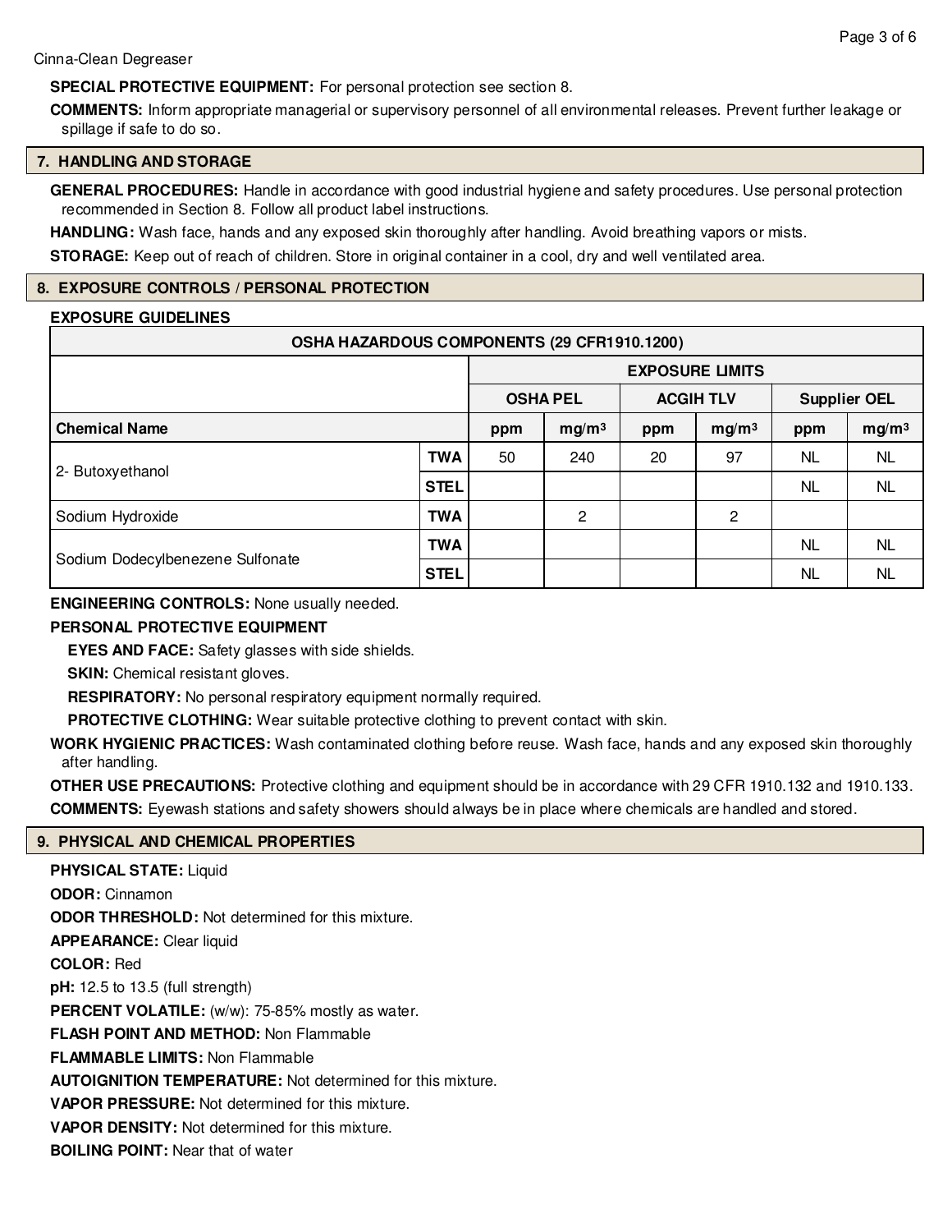**SPECIAL PROTECTIVE EQUIPMENT:** For personal protection see section 8.

**COMMENTS:** Inform appropriate managerial or supervisory personnel of all environmental releases. Prevent further leakage or spillage if safe to do so.

## 7. HANDLING AND STORAGE

**GENERAL PROCEDURES:** Handle in accordance with good industrial hygiene and safety procedures. Use personal protection recommended in Section 8. Follow all product label instructions.

**HANDLING:** Wash face, hands and any exposed skin thoroughly after handling. Avoid breathing vapors or mists.

**STORAGE:** Keep out of reach of children. Store in original container in a cool, dry and well ventilated area.

## 8. EXPOSURE CONTROLS / PERSONAL PROTECTION

**EXPOSURE GUIDELINES**

| OSHA HAZARDOUS COMPONENTS (29 CFR1910.1200) | | | | | | | |
|---|---|---|---|---|---|---|---|
| | | EXPOSURE LIMITS | | | | | |
| | | OSHA PEL | | ACGIH TLV | | Supplier OEL | |
| **Chemical Name** | | ppm | mg/m³ | ppm | mg/m³ | ppm | mg/m³ |
| 2- Butoxyethanol | TWA | 50 | 240 | 20 | 97 | NL | NL |
| | STEL | | | | | NL | NL |
| Sodium Hydroxide | TWA | | 2 | | 2 | | |
| Sodium Dodecylbenezene Sulfonate | TWA | | | | | NL | NL |
| | STEL | | | | | NL | NL |

**ENGINEERING CONTROLS:** None usually needed.

**PERSONAL PROTECTIVE EQUIPMENT**

**EYES AND FACE:** Safety glasses with side shields.

**SKIN:** Chemical resistant gloves.

**RESPIRATORY:** No personal respiratory equipment normally required.

**PROTECTIVE CLOTHING:** Wear suitable protective clothing to prevent contact with skin.

**WORK HYGIENIC PRACTICES:** Wash contaminated clothing before reuse. Wash face, hands and any exposed skin thoroughly after handling.

**OTHER USE PRECAUTIONS:** Protective clothing and equipment should be in accordance with 29 CFR 1910.132 and 1910.133.

**COMMENTS:** Eyewash stations and safety showers should always be in place where chemicals are handled and stored.

## 9. PHYSICAL AND CHEMICAL PROPERTIES

**PHYSICAL STATE:** Liquid

**ODOR:** Cinnamon

**ODOR THRESHOLD:** Not determined for this mixture.

**APPEARANCE:** Clear liquid

**COLOR:** Red

**pH:** 12.5 to 13.5 (full strength)

**PERCENT VOLATILE:** (w/w): 75-85% mostly as water.

**FLASH POINT AND METHOD:** Non Flammable

**FLAMMABLE LIMITS:** Non Flammable

**AUTOIGNITION TEMPERATURE:** Not determined for this mixture.

**VAPOR PRESSURE:** Not determined for this mixture.

**VAPOR DENSITY:** Not determined for this mixture.

**BOILING POINT:** Near that of water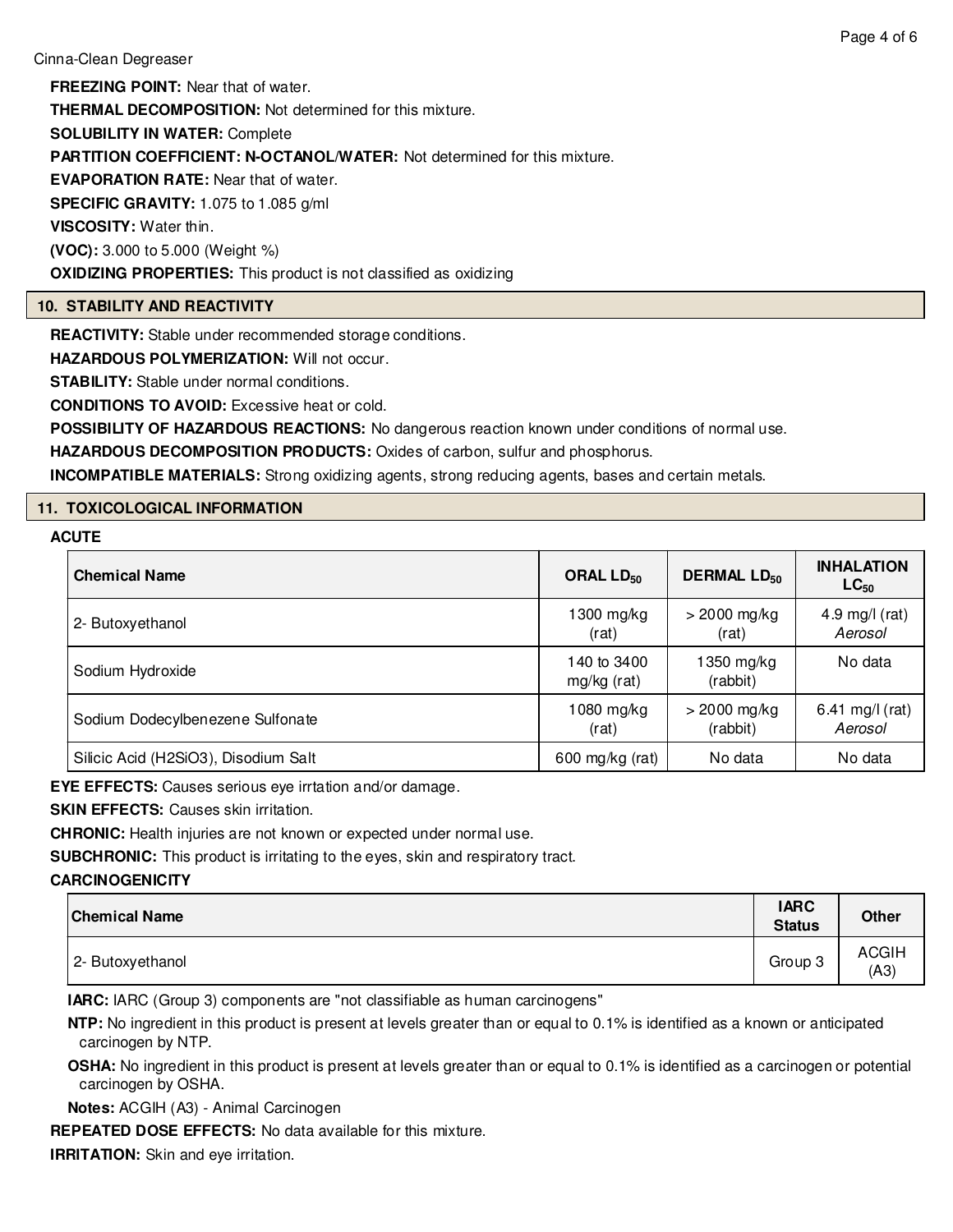**FREEZING POINT:** Near that of water.

**THERMAL DECOMPOSITION:** Not determined for this mixture.

**SOLUBILITY IN WATER:** Complete

**PARTITION COEFFICIENT: N-OCTANOL/WATER:** Not determined for this mixture.

**EVAPORATION RATE:** Near that of water.

**SPECIFIC GRAVITY:** 1.075 to 1.085 g/ml

**VISCOSITY:** Water thin.

**(VOC):** 3.000 to 5.000 (Weight %)

**OXIDIZING PROPERTIES:** This product is not classified as oxidizing

## 10. STABILITY AND REACTIVITY

**REACTIVITY:** Stable under recommended storage conditions.

**HAZARDOUS POLYMERIZATION:** Will not occur.

**STABILITY:** Stable under normal conditions.

**CONDITIONS TO AVOID:** Excessive heat or cold.

**POSSIBILITY OF HAZARDOUS REACTIONS:** No dangerous reaction known under conditions of normal use.

**HAZARDOUS DECOMPOSITION PRODUCTS:** Oxides of carbon, sulfur and phosphorus.

**INCOMPATIBLE MATERIALS:** Strong oxidizing agents, strong reducing agents, bases and certain metals.

## 11. TOXICOLOGICAL INFORMATION

**ACUTE**

| Chemical Name | ORAL $LD_{50}$ | DERMAL $LD_{50}$ | INHALATION $LC_{50}$ |
|---|---|---|---|
| 2- Butoxyethanol | 1300 mg/kg (rat) | > 2000 mg/kg (rat) | 4.9 mg/l (rat) *Aerosol* |
| Sodium Hydroxide | 140 to 3400 mg/kg (rat) | 1350 mg/kg (rabbit) | No data |
| Sodium Dodecylbenezene Sulfonate | 1080 mg/kg (rat) | > 2000 mg/kg (rabbit) | 6.41 mg/l (rat) *Aerosol* |
| Silicic Acid (H2SiO3), Disodium Salt | 600 mg/kg (rat) | No data | No data |

**EYE EFFECTS:** Causes serious eye irrtation and/or damage.

**SKIN EFFECTS:** Causes skin irritation.

**CHRONIC:** Health injuries are not known or expected under normal use.

**SUBCHRONIC:** This product is irritating to the eyes, skin and respiratory tract.

**CARCINOGENICITY**

| Chemical Name | IARC Status | Other |
|---|---|---|
| 2- Butoxyethanol | Group 3 | ACGIH (A3) |

**IARC:** IARC (Group 3) components are "not classifiable as human carcinogens"

**NTP:** No ingredient in this product is present at levels greater than or equal to 0.1% is identified as a known or anticipated carcinogen by NTP.

**OSHA:** No ingredient in this product is present at levels greater than or equal to 0.1% is identified as a carcinogen or potential carcinogen by OSHA.

**Notes:** ACGIH (A3) - Animal Carcinogen

**REPEATED DOSE EFFECTS:** No data available for this mixture.

**IRRITATION:** Skin and eye irritation.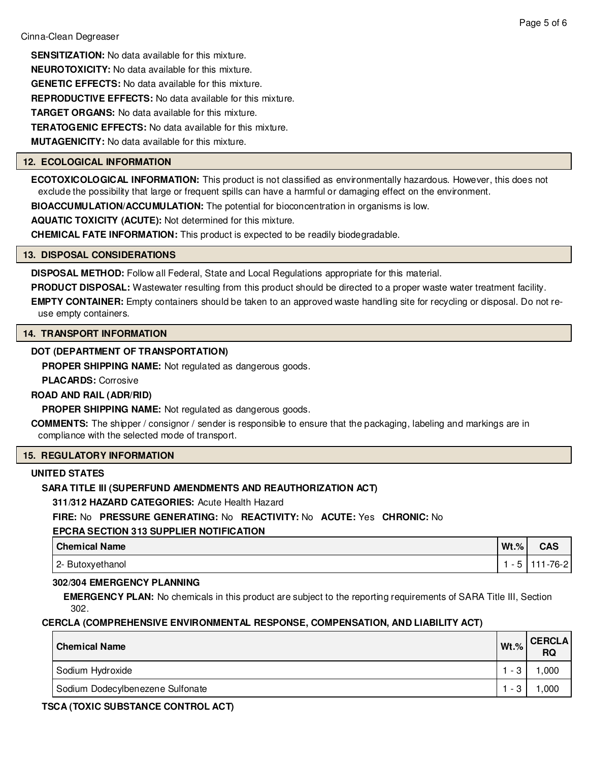**SENSITIZATION:** No data available for this mixture.

**NEUROTOXICITY:** No data available for this mixture.

**GENETIC EFFECTS:** No data available for this mixture.

**REPRODUCTIVE EFFECTS:** No data available for this mixture.

**TARGET ORGANS:** No data available for this mixture.

**TERATOGENIC EFFECTS:** No data available for this mixture.

**MUTAGENICITY:** No data available for this mixture.

## 12. ECOLOGICAL INFORMATION

**ECOTOXICOLOGICAL INFORMATION:** This product is not classified as environmentally hazardous. However, this does not exclude the possibility that large or frequent spills can have a harmful or damaging effect on the environment.

**BIOACCUMULATION/ACCUMULATION:** The potential for bioconcentration in organisms is low.

**AQUATIC TOXICITY (ACUTE):** Not determined for this mixture.

**CHEMICAL FATE INFORMATION:** This product is expected to be readily biodegradable.

## 13. DISPOSAL CONSIDERATIONS

**DISPOSAL METHOD:** Follow all Federal, State and Local Regulations appropriate for this material.

**PRODUCT DISPOSAL:** Wastewater resulting from this product should be directed to a proper waste water treatment facility.

**EMPTY CONTAINER:** Empty containers should be taken to an approved waste handling site for recycling or disposal. Do not re-use empty containers.

## 14. TRANSPORT INFORMATION

**DOT (DEPARTMENT OF TRANSPORTATION)**

**PROPER SHIPPING NAME:** Not regulated as dangerous goods.

**PLACARDS:** Corrosive

**ROAD AND RAIL (ADR/RID)**

**PROPER SHIPPING NAME:** Not regulated as dangerous goods.

**COMMENTS:** The shipper / consignor / sender is responsible to ensure that the packaging, labeling and markings are in compliance with the selected mode of transport.

## 15. REGULATORY INFORMATION

**UNITED STATES**

**SARA TITLE III (SUPERFUND AMENDMENTS AND REAUTHORIZATION ACT)**

**311/312 HAZARD CATEGORIES:** Acute Health Hazard

**FIRE:** No **PRESSURE GENERATING:** No **REACTIVITY:** No **ACUTE:** Yes **CHRONIC:** No

**EPCRA SECTION 313 SUPPLIER NOTIFICATION**

| Chemical Name | Wt.% | CAS |
|---|---|---|
| 2- Butoxyethanol | 1 - 5 | 111-76-2 |

**302/304 EMERGENCY PLANNING**

**EMERGENCY PLAN:** No chemicals in this product are subject to the reporting requirements of SARA Title III, Section 302.

**CERCLA (COMPREHENSIVE ENVIRONMENTAL RESPONSE, COMPENSATION, AND LIABILITY ACT)**

| Chemical Name | Wt.% | CERCLA RQ |
|---|---|---|
| Sodium Hydroxide | 1 - 3 | 1,000 |
| Sodium Dodecylbenezene Sulfonate | 1 - 3 | 1,000 |

**TSCA (TOXIC SUBSTANCE CONTROL ACT)**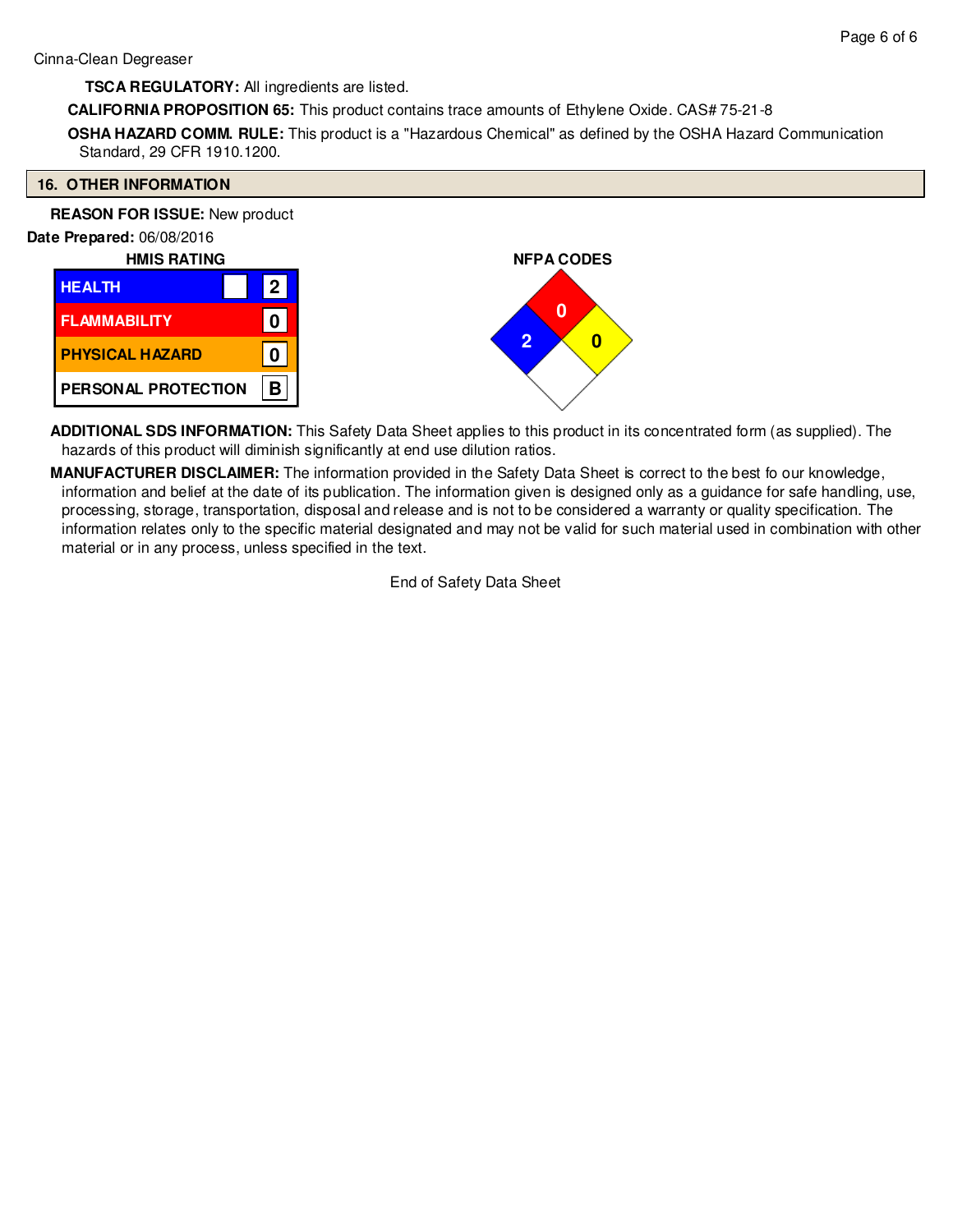Cinna-Clean Degreaser

**TSCA REGULATORY:** All ingredients are listed.

**CALIFORNIA PROPOSITION 65:** This product contains trace amounts of Ethylene Oxide. CAS# 75-21-8

**OSHA HAZARD COMM. RULE:** This product is a "Hazardous Chemical" as defined by the OSHA Hazard Communication Standard, 29 CFR 1910.1200.

## 16. OTHER INFORMATION

**REASON FOR ISSUE:** New product

**Date Prepared:** 06/08/2016

**HMIS RATING**

| | | |
|---|---|---|
| HEALTH | | 2 |
| FLAMMABILITY | | 0 |
| PHYSICAL HAZARD | | 0 |
| PERSONAL PROTECTION | | B |

**NFPA CODES**

0

2

0

**ADDITIONAL SDS INFORMATION:** This Safety Data Sheet applies to this product in its concentrated form (as supplied). The hazards of this product will diminish significantly at end use dilution ratios.

**MANUFACTURER DISCLAIMER:** The information provided in the Safety Data Sheet is correct to the best fo our knowledge, information and belief at the date of its publication. The information given is designed only as a guidance for safe handling, use, processing, storage, transportation, disposal and release and is not to be considered a warranty or quality specification. The information relates only to the specific material designated and may not be valid for such material used in combination with other material or in any process, unless specified in the text.

End of Safety Data Sheet